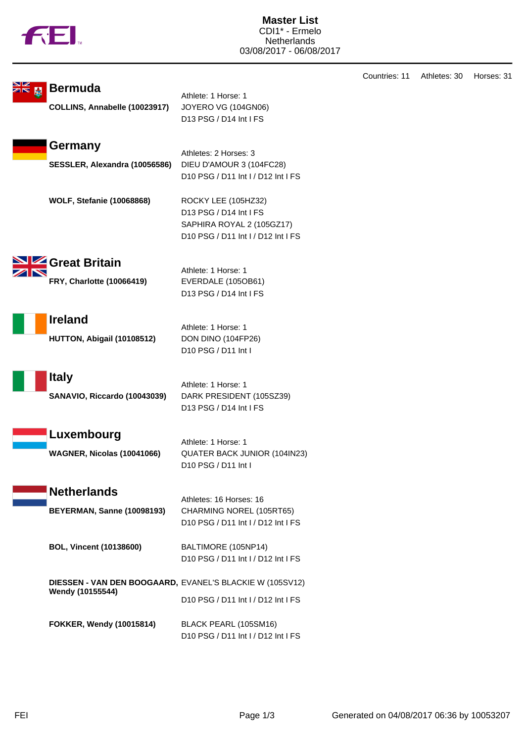# Master List

CDI1* - Ermelo
Netherlands
03/08/2017 - 06/08/2017

Countries: 11 Athletes: 30 Horses: 31

## Bermuda

Athlete: 1 Horse: 1

**COLLINS, Annabelle (10023917)**
JOYERO VG (104GN06)
D13 PSG / D14 Int I FS

## Germany

Athletes: 2 Horses: 3

**SESSLER, Alexandra (10056586)**
DIEU D'AMOUR 3 (104FC28)
D10 PSG / D11 Int I / D12 Int I FS

**WOLF, Stefanie (10068868)**
ROCKY LEE (105HZ32)
D13 PSG / D14 Int I FS
SAPHIRA ROYAL 2 (105GZ17)
D10 PSG / D11 Int I / D12 Int I FS

## Great Britain

Athlete: 1 Horse: 1

**FRY, Charlotte (10066419)**
EVERDALE (105OB61)
D13 PSG / D14 Int I FS

## Ireland

Athlete: 1 Horse: 1

**HUTTON, Abigail (10108512)**
DON DINO (104FP26)
D10 PSG / D11 Int I

## Italy

Athlete: 1 Horse: 1

**SANAVIO, Riccardo (10043039)**
DARK PRESIDENT (105SZ39)
D13 PSG / D14 Int I FS

## Luxembourg

Athlete: 1 Horse: 1

**WAGNER, Nicolas (10041066)**
QUATER BACK JUNIOR (104IN23)
D10 PSG / D11 Int I

## Netherlands

Athletes: 16 Horses: 16

**BEYERMAN, Sanne (10098193)**
CHARMING NOREL (105RT65)
D10 PSG / D11 Int I / D12 Int I FS

**BOL, Vincent (10138600)**
BALTIMORE (105NP14)
D10 PSG / D11 Int I / D12 Int I FS

**DIESSEN - VAN DEN BOOGAARD, Wendy (10155544)**
EVANEL'S BLACKIE W (105SV12)
D10 PSG / D11 Int I / D12 Int I FS

**FOKKER, Wendy (10015814)**
BLACK PEARL (105SM16)
D10 PSG / D11 Int I / D12 Int I FS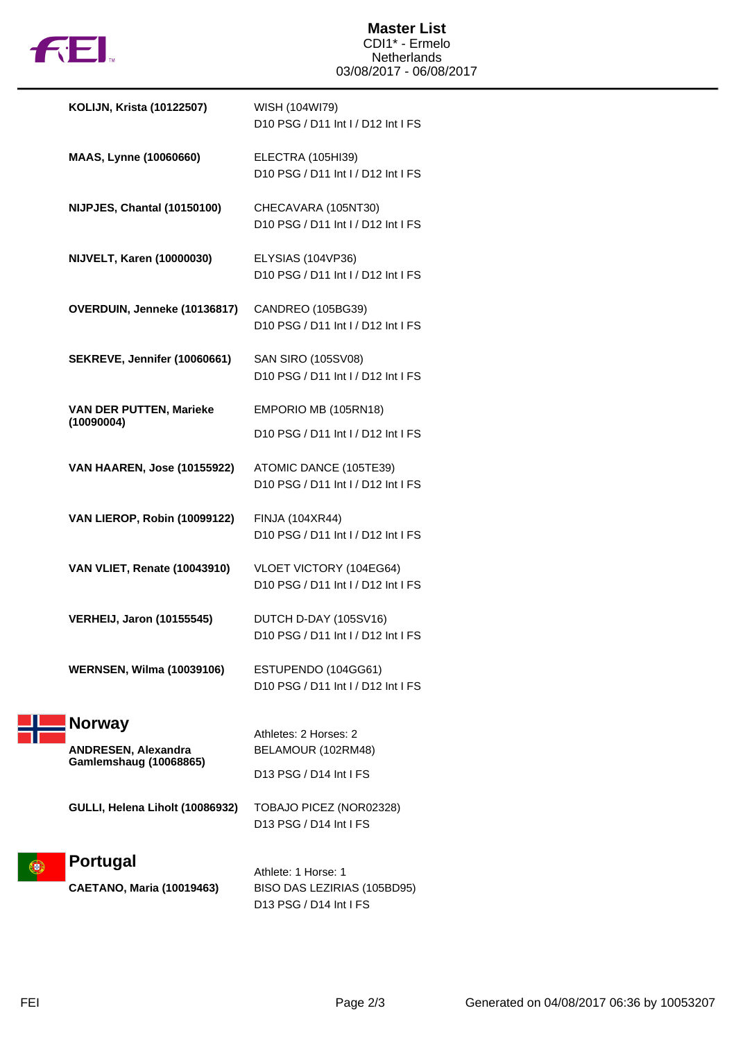# Master List

CDI1* - Ermelo
Netherlands
03/08/2017 - 06/08/2017

| Athlete | Horse / Competitions |
|---|---|
| **KOLIJN, Krista (10122507)** | WISH (104WI79)<br>D10 PSG / D11 Int I / D12 Int I FS |
| **MAAS, Lynne (10060660)** | ELECTRA (105HI39)<br>D10 PSG / D11 Int I / D12 Int I FS |
| **NIJPJES, Chantal (10150100)** | CHECAVARA (105NT30)<br>D10 PSG / D11 Int I / D12 Int I FS |
| **NIJVELT, Karen (10000030)** | ELYSIAS (104VP36)<br>D10 PSG / D11 Int I / D12 Int I FS |
| **OVERDUIN, Jenneke (10136817)** | CANDREO (105BG39)<br>D10 PSG / D11 Int I / D12 Int I FS |
| **SEKREVE, Jennifer (10060661)** | SAN SIRO (105SV08)<br>D10 PSG / D11 Int I / D12 Int I FS |
| **VAN DER PUTTEN, Marieke (10090004)** | EMPORIO MB (105RN18)<br>D10 PSG / D11 Int I / D12 Int I FS |
| **VAN HAAREN, Jose (10155922)** | ATOMIC DANCE (105TE39)<br>D10 PSG / D11 Int I / D12 Int I FS |
| **VAN LIEROP, Robin (10099122)** | FINJA (104XR44)<br>D10 PSG / D11 Int I / D12 Int I FS |
| **VAN VLIET, Renate (10043910)** | VLOET VICTORY (104EG64)<br>D10 PSG / D11 Int I / D12 Int I FS |
| **VERHEIJ, Jaron (10155545)** | DUTCH D-DAY (105SV16)<br>D10 PSG / D11 Int I / D12 Int I FS |
| **WERNSEN, Wilma (10039106)** | ESTUPENDO (104GG61)<br>D10 PSG / D11 Int I / D12 Int I FS |

## Norway

Athletes: 2 Horses: 2

| Athlete | Horse / Competitions |
|---|---|
| **ANDRESEN, Alexandra Gamlemshaug (10068865)** | BELAMOUR (102RM48)<br>D13 PSG / D14 Int I FS |
| **GULLI, Helena Liholt (10086932)** | TOBAJO PICEZ (NOR02328)<br>D13 PSG / D14 Int I FS |

## Portugal

Athlete: 1 Horse: 1

| Athlete | Horse / Competitions |
|---|---|
| **CAETANO, Maria (10019463)** | BISO DAS LEZIRIAS (105BD95)<br>D13 PSG / D14 Int I FS |

Generated on 04/08/2017 06:36 by 10053207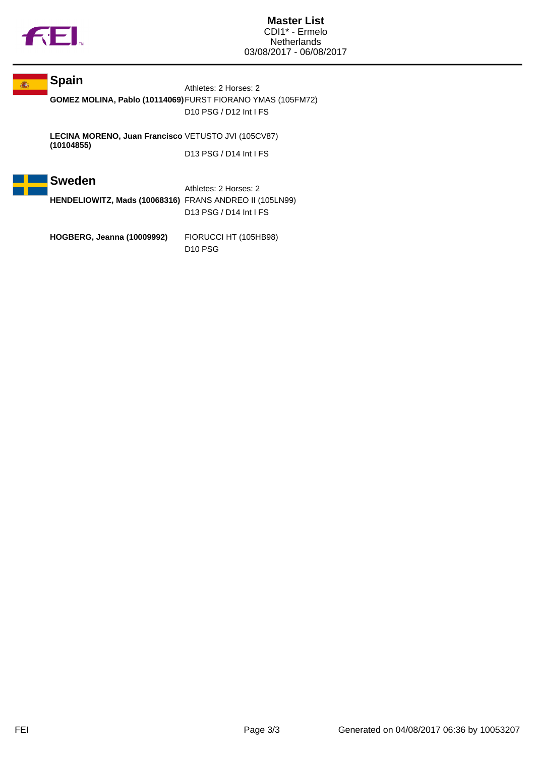## Spain

Athletes: 2 Horses: 2

**GOMEZ MOLINA, Pablo (10114069)** FURST FIORANO YMAS (105FM72)
D10 PSG / D12 Int I FS

**LECINA MORENO, Juan Francisco (10104855)** VETUSTO JVI (105CV87)
D13 PSG / D14 Int I FS

## Sweden

Athletes: 2 Horses: 2

**HENDELIOWITZ, Mads (10068316)** FRANS ANDREO II (105LN99)
D13 PSG / D14 Int I FS

**HOGBERG, Jeanna (10009992)** FIORUCCI HT (105HB98)
D10 PSG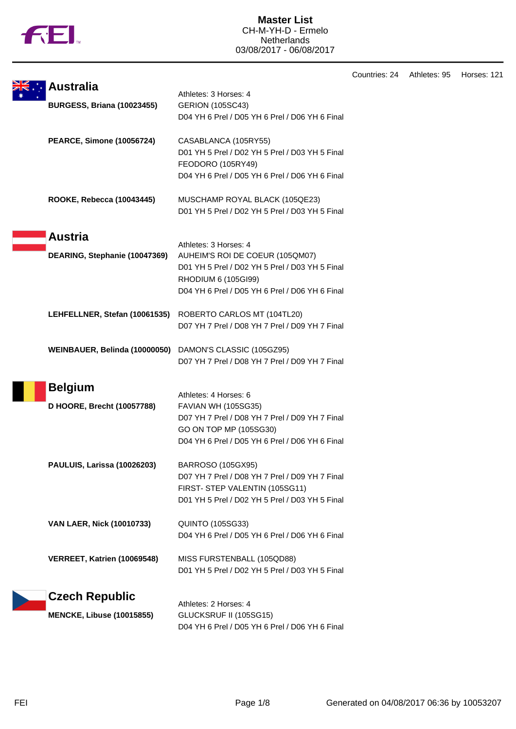# Master List

CH-M-YH-D - Ermelo
Netherlands
03/08/2017 - 06/08/2017

Countries: 24 Athletes: 95 Horses: 121

## Australia

Athletes: 3 Horses: 4

**BURGESS, Briana (10023455)**
GERION (105SC43)
D04 YH 6 Prel / D05 YH 6 Prel / D06 YH 6 Final

**PEARCE, Simone (10056724)**
CASABLANCA (105RY55)
D01 YH 5 Prel / D02 YH 5 Prel / D03 YH 5 Final
FEODORO (105RY49)
D04 YH 6 Prel / D05 YH 6 Prel / D06 YH 6 Final

**ROOKE, Rebecca (10043445)**
MUSCHAMP ROYAL BLACK (105QE23)
D01 YH 5 Prel / D02 YH 5 Prel / D03 YH 5 Final

## Austria

Athletes: 3 Horses: 4

**DEARING, Stephanie (10047369)**
AUHEIM'S ROI DE COEUR (105QM07)
D01 YH 5 Prel / D02 YH 5 Prel / D03 YH 5 Final
RHODIUM 6 (105GI99)
D04 YH 6 Prel / D05 YH 6 Prel / D06 YH 6 Final

**LEHFELLNER, Stefan (10061535)**
ROBERTO CARLOS MT (104TL20)
D07 YH 7 Prel / D08 YH 7 Prel / D09 YH 7 Final

**WEINBAUER, Belinda (10000050)**
DAMON'S CLASSIC (105GZ95)
D07 YH 7 Prel / D08 YH 7 Prel / D09 YH 7 Final

## Belgium

Athletes: 4 Horses: 6

**D HOORE, Brecht (10057788)**
FAVIAN WH (105SG35)
D07 YH 7 Prel / D08 YH 7 Prel / D09 YH 7 Final
GO ON TOP MP (105SG30)
D04 YH 6 Prel / D05 YH 6 Prel / D06 YH 6 Final

**PAULUIS, Larissa (10026203)**
BARROSO (105GX95)
D07 YH 7 Prel / D08 YH 7 Prel / D09 YH 7 Final
FIRST- STEP VALENTIN (105SG11)
D01 YH 5 Prel / D02 YH 5 Prel / D03 YH 5 Final

**VAN LAER, Nick (10010733)**
QUINTO (105SG33)
D04 YH 6 Prel / D05 YH 6 Prel / D06 YH 6 Final

**VERREET, Katrien (10069548)**
MISS FURSTENBALL (105QD88)
D01 YH 5 Prel / D02 YH 5 Prel / D03 YH 5 Final

## Czech Republic

Athletes: 2 Horses: 4

**MENCKE, Libuse (10015855)**
GLUCKSRUF II (105SG15)
D04 YH 6 Prel / D05 YH 6 Prel / D06 YH 6 Final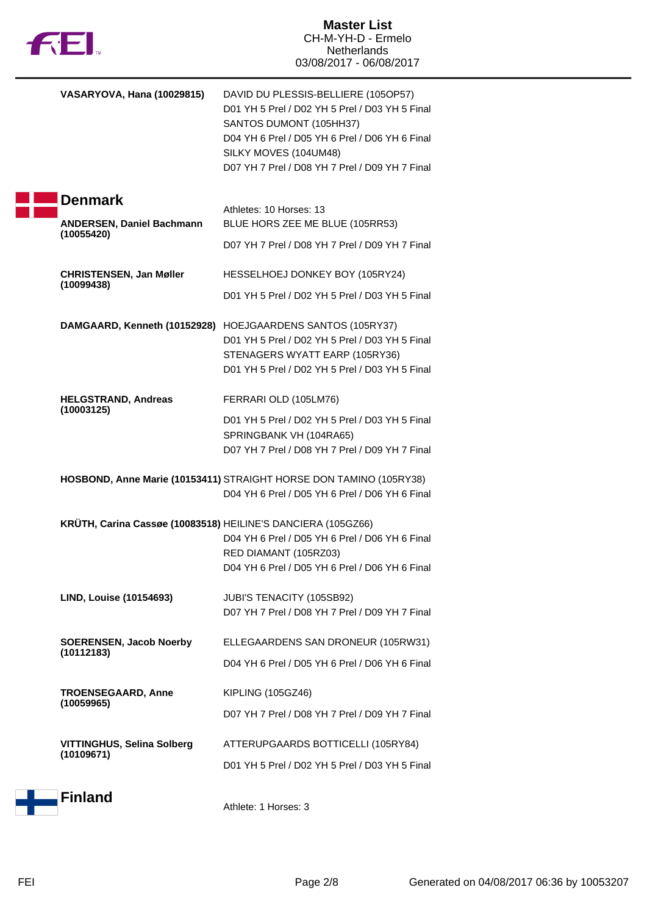**VASARYOVA, Hana (10029815)**

DAVID DU PLESSIS-BELLIERE (105OP57)
D01 YH 5 Prel / D02 YH 5 Prel / D03 YH 5 Final
SANTOS DUMONT (105HH37)
D04 YH 6 Prel / D05 YH 6 Prel / D06 YH 6 Final
SILKY MOVES (104UM48)
D07 YH 7 Prel / D08 YH 7 Prel / D09 YH 7 Final

## Denmark

Athletes: 10 Horses: 13

**ANDERSEN, Daniel Bachmann (10055420)**

BLUE HORS ZEE ME BLUE (105RR53)
D07 YH 7 Prel / D08 YH 7 Prel / D09 YH 7 Final

**CHRISTENSEN, Jan Møller (10099438)**

HESSELHOEJ DONKEY BOY (105RY24)
D01 YH 5 Prel / D02 YH 5 Prel / D03 YH 5 Final

**DAMGAARD, Kenneth (10152928)**

HOEJGAARDENS SANTOS (105RY37)
D01 YH 5 Prel / D02 YH 5 Prel / D03 YH 5 Final
STENAGERS WYATT EARP (105RY36)
D01 YH 5 Prel / D02 YH 5 Prel / D03 YH 5 Final

**HELGSTRAND, Andreas (10003125)**

FERRARI OLD (105LM76)
D01 YH 5 Prel / D02 YH 5 Prel / D03 YH 5 Final
SPRINGBANK VH (104RA65)
D07 YH 7 Prel / D08 YH 7 Prel / D09 YH 7 Final

**HOSBOND, Anne Marie (10153411)**

STRAIGHT HORSE DON TAMINO (105RY38)
D04 YH 6 Prel / D05 YH 6 Prel / D06 YH 6 Final

**KRÜTH, Carina Cassøe (10083518)**

HEILINE'S DANCIERA (105GZ66)
D04 YH 6 Prel / D05 YH 6 Prel / D06 YH 6 Final
RED DIAMANT (105RZ03)
D04 YH 6 Prel / D05 YH 6 Prel / D06 YH 6 Final

**LIND, Louise (10154693)**

JUBI'S TENACITY (105SB92)
D07 YH 7 Prel / D08 YH 7 Prel / D09 YH 7 Final

**SOERENSEN, Jacob Noerby (10112183)**

ELLEGAARDENS SAN DRONEUR (105RW31)
D04 YH 6 Prel / D05 YH 6 Prel / D06 YH 6 Final

**TROENSEGAARD, Anne (10059965)**

KIPLING (105GZ46)
D07 YH 7 Prel / D08 YH 7 Prel / D09 YH 7 Final

**VITTINGHUS, Selina Solberg (10109671)**

ATTERUPGAARDS BOTTICELLI (105RY84)
D01 YH 5 Prel / D02 YH 5 Prel / D03 YH 5 Final

## Finland

Athlete: 1 Horses: 3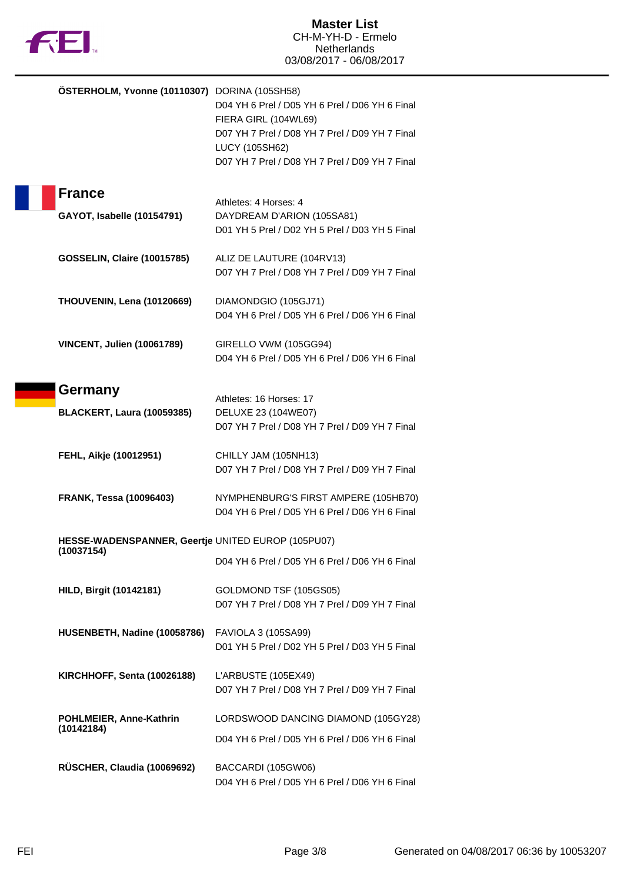**ÖSTERHOLM, Yvonne (10110307)** DORINA (105SH58)
D04 YH 6 Prel / D05 YH 6 Prel / D06 YH 6 Final
FIERA GIRL (104WL69)
D07 YH 7 Prel / D08 YH 7 Prel / D09 YH 7 Final
LUCY (105SH62)
D07 YH 7 Prel / D08 YH 7 Prel / D09 YH 7 Final

## France

Athletes: 4 Horses: 4

**GAYOT, Isabelle (10154791)** DAYDREAM D'ARION (105SA81)
D01 YH 5 Prel / D02 YH 5 Prel / D03 YH 5 Final

**GOSSELIN, Claire (10015785)** ALIZ DE LAUTURE (104RV13)
D07 YH 7 Prel / D08 YH 7 Prel / D09 YH 7 Final

**THOUVENIN, Lena (10120669)** DIAMONDGIO (105GJ71)
D04 YH 6 Prel / D05 YH 6 Prel / D06 YH 6 Final

**VINCENT, Julien (10061789)** GIRELLO VWM (105GG94)
D04 YH 6 Prel / D05 YH 6 Prel / D06 YH 6 Final

## Germany

Athletes: 16 Horses: 17

**BLACKERT, Laura (10059385)** DELUXE 23 (104WE07)
D07 YH 7 Prel / D08 YH 7 Prel / D09 YH 7 Final

**FEHL, Aikje (10012951)** CHILLY JAM (105NH13)
D07 YH 7 Prel / D08 YH 7 Prel / D09 YH 7 Final

**FRANK, Tessa (10096403)** NYMPHENBURG'S FIRST AMPERE (105HB70)
D04 YH 6 Prel / D05 YH 6 Prel / D06 YH 6 Final

**HESSE-WADENSPANNER, Geertje (10037154)** UNITED EUROP (105PU07)
D04 YH 6 Prel / D05 YH 6 Prel / D06 YH 6 Final

**HILD, Birgit (10142181)** GOLDMOND TSF (105GS05)
D07 YH 7 Prel / D08 YH 7 Prel / D09 YH 7 Final

**HUSENBETH, Nadine (10058786)** FAVIOLA 3 (105SA99)
D01 YH 5 Prel / D02 YH 5 Prel / D03 YH 5 Final

**KIRCHHOFF, Senta (10026188)** L'ARBUSTE (105EX49)
D07 YH 7 Prel / D08 YH 7 Prel / D09 YH 7 Final

**POHLMEIER, Anne-Kathrin (10142184)** LORDSWOOD DANCING DIAMOND (105GY28)
D04 YH 6 Prel / D05 YH 6 Prel / D06 YH 6 Final

**RÜSCHER, Claudia (10069692)** BACCARDI (105GW06)
D04 YH 6 Prel / D05 YH 6 Prel / D06 YH 6 Final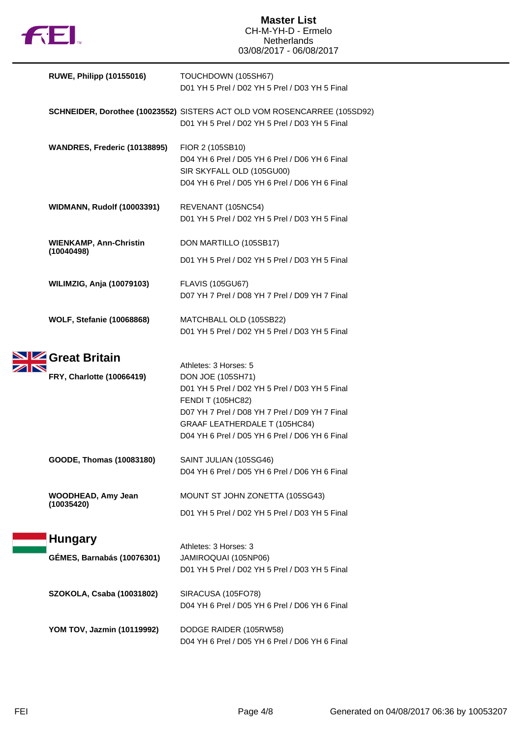**RUWE, Philipp (10155016)**
TOUCHDOWN (105SH67)
D01 YH 5 Prel / D02 YH 5 Prel / D03 YH 5 Final

**SCHNEIDER, Dorothee (10023552)**
SISTERS ACT OLD VOM ROSENCARREE (105SD92)
D01 YH 5 Prel / D02 YH 5 Prel / D03 YH 5 Final

**WANDRES, Frederic (10138895)**
FIOR 2 (105SB10)
D04 YH 6 Prel / D05 YH 6 Prel / D06 YH 6 Final
SIR SKYFALL OLD (105GU00)
D04 YH 6 Prel / D05 YH 6 Prel / D06 YH 6 Final

**WIDMANN, Rudolf (10003391)**
REVENANT (105NC54)
D01 YH 5 Prel / D02 YH 5 Prel / D03 YH 5 Final

**WIENKAMP, Ann-Christin (10040498)**
DON MARTILLO (105SB17)
D01 YH 5 Prel / D02 YH 5 Prel / D03 YH 5 Final

**WILIMZIG, Anja (10079103)**
FLAVIS (105GU67)
D07 YH 7 Prel / D08 YH 7 Prel / D09 YH 7 Final

**WOLF, Stefanie (10068868)**
MATCHBALL OLD (105SB22)
D01 YH 5 Prel / D02 YH 5 Prel / D03 YH 5 Final

## Great Britain

Athletes: 3 Horses: 5

**FRY, Charlotte (10066419)**
DON JOE (105SH71)
D01 YH 5 Prel / D02 YH 5 Prel / D03 YH 5 Final
FENDI T (105HC82)
D07 YH 7 Prel / D08 YH 7 Prel / D09 YH 7 Final
GRAAF LEATHERDALE T (105HC84)
D04 YH 6 Prel / D05 YH 6 Prel / D06 YH 6 Final

**GOODE, Thomas (10083180)**
SAINT JULIAN (105SG46)
D04 YH 6 Prel / D05 YH 6 Prel / D06 YH 6 Final

**WOODHEAD, Amy Jean (10035420)**
MOUNT ST JOHN ZONETTA (105SG43)
D01 YH 5 Prel / D02 YH 5 Prel / D03 YH 5 Final

## Hungary

Athletes: 3 Horses: 3

**GÉMES, Barnabás (10076301)**
JAMIROQUAI (105NP06)
D01 YH 5 Prel / D02 YH 5 Prel / D03 YH 5 Final

**SZOKOLA, Csaba (10031802)**
SIRACUSA (105FO78)
D04 YH 6 Prel / D05 YH 6 Prel / D06 YH 6 Final

**YOM TOV, Jazmin (10119992)**
DODGE RAIDER (105RW58)
D04 YH 6 Prel / D05 YH 6 Prel / D06 YH 6 Final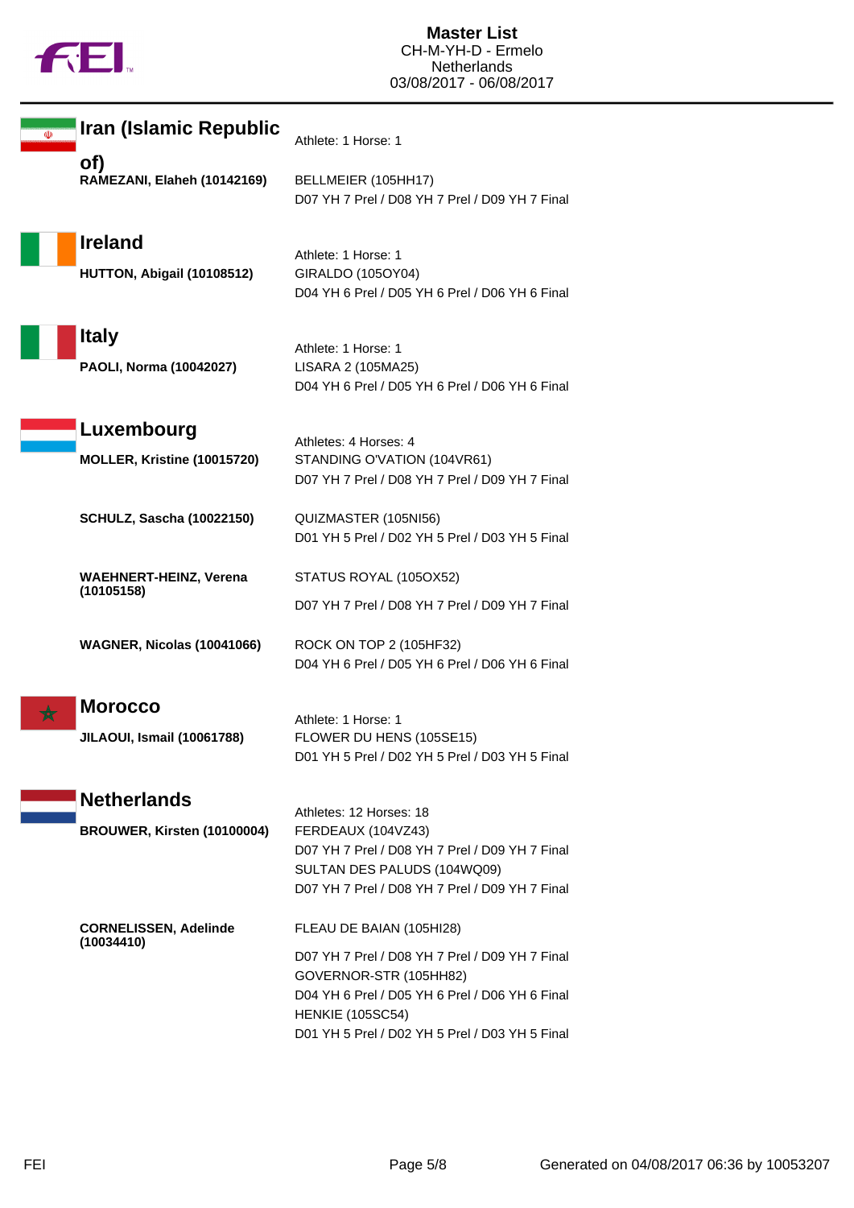## Iran (Islamic Republic of)

Athlete: 1 Horse: 1

**RAMEZANI, Elaheh (10142169)**
BELLMEIER (105HH17)
D07 YH 7 Prel / D08 YH 7 Prel / D09 YH 7 Final

## Ireland

Athlete: 1 Horse: 1

**HUTTON, Abigail (10108512)**
GIRALDO (105OY04)
D04 YH 6 Prel / D05 YH 6 Prel / D06 YH 6 Final

## Italy

Athlete: 1 Horse: 1

**PAOLI, Norma (10042027)**
LISARA 2 (105MA25)
D04 YH 6 Prel / D05 YH 6 Prel / D06 YH 6 Final

## Luxembourg

Athletes: 4 Horses: 4

**MOLLER, Kristine (10015720)**
STANDING O'VATION (104VR61)
D07 YH 7 Prel / D08 YH 7 Prel / D09 YH 7 Final

**SCHULZ, Sascha (10022150)**
QUIZMASTER (105NI56)
D01 YH 5 Prel / D02 YH 5 Prel / D03 YH 5 Final

**WAEHNERT-HEINZ, Verena (10105158)**
STATUS ROYAL (105OX52)
D07 YH 7 Prel / D08 YH 7 Prel / D09 YH 7 Final

**WAGNER, Nicolas (10041066)**
ROCK ON TOP 2 (105HF32)
D04 YH 6 Prel / D05 YH 6 Prel / D06 YH 6 Final

## Morocco

Athlete: 1 Horse: 1

**JILAOUI, Ismail (10061788)**
FLOWER DU HENS (105SE15)
D01 YH 5 Prel / D02 YH 5 Prel / D03 YH 5 Final

## Netherlands

Athletes: 12 Horses: 18

**BROUWER, Kirsten (10100004)**
FERDEAUX (104VZ43)
D07 YH 7 Prel / D08 YH 7 Prel / D09 YH 7 Final
SULTAN DES PALUDS (104WQ09)
D07 YH 7 Prel / D08 YH 7 Prel / D09 YH 7 Final

**CORNELISSEN, Adelinde (10034410)**
FLEAU DE BAIAN (105HI28)
D07 YH 7 Prel / D08 YH 7 Prel / D09 YH 7 Final
GOVERNOR-STR (105HH82)
D04 YH 6 Prel / D05 YH 6 Prel / D06 YH 6 Final
HENKIE (105SC54)
D01 YH 5 Prel / D02 YH 5 Prel / D03 YH 5 Final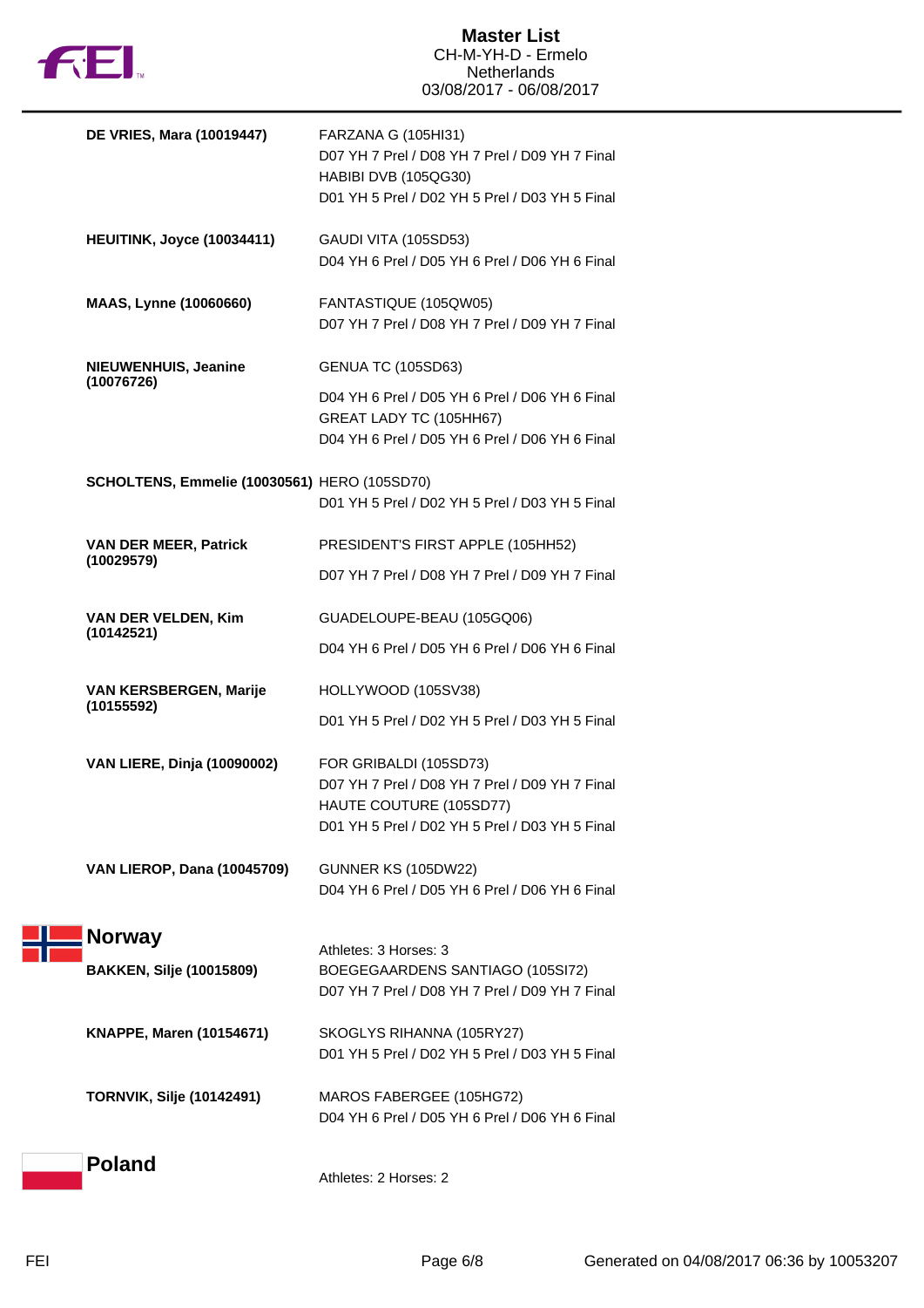| | |
|---|---|
| **DE VRIES, Mara (10019447)** | FARZANA G (105HI31)<br>D07 YH 7 Prel / D08 YH 7 Prel / D09 YH 7 Final<br>HABIBI DVB (105QG30)<br>D01 YH 5 Prel / D02 YH 5 Prel / D03 YH 5 Final |
| **HEUITINK, Joyce (10034411)** | GAUDI VITA (105SD53)<br>D04 YH 6 Prel / D05 YH 6 Prel / D06 YH 6 Final |
| **MAAS, Lynne (10060660)** | FANTASTIQUE (105QW05)<br>D07 YH 7 Prel / D08 YH 7 Prel / D09 YH 7 Final |
| **NIEUWENHUIS, Jeanine (10076726)** | GENUA TC (105SD63)<br>D04 YH 6 Prel / D05 YH 6 Prel / D06 YH 6 Final<br>GREAT LADY TC (105HH67)<br>D04 YH 6 Prel / D05 YH 6 Prel / D06 YH 6 Final |
| **SCHOLTENS, Emmelie (10030561)** | HERO (105SD70)<br>D01 YH 5 Prel / D02 YH 5 Prel / D03 YH 5 Final |
| **VAN DER MEER, Patrick (10029579)** | PRESIDENT'S FIRST APPLE (105HH52)<br>D07 YH 7 Prel / D08 YH 7 Prel / D09 YH 7 Final |
| **VAN DER VELDEN, Kim (10142521)** | GUADELOUPE-BEAU (105GQ06)<br>D04 YH 6 Prel / D05 YH 6 Prel / D06 YH 6 Final |
| **VAN KERSBERGEN, Marije (10155592)** | HOLLYWOOD (105SV38)<br>D01 YH 5 Prel / D02 YH 5 Prel / D03 YH 5 Final |
| **VAN LIERE, Dinja (10090002)** | FOR GRIBALDI (105SD73)<br>D07 YH 7 Prel / D08 YH 7 Prel / D09 YH 7 Final<br>HAUTE COUTURE (105SD77)<br>D01 YH 5 Prel / D02 YH 5 Prel / D03 YH 5 Final |
| **VAN LIEROP, Dana (10045709)** | GUNNER KS (105DW22)<br>D04 YH 6 Prel / D05 YH 6 Prel / D06 YH 6 Final |

## Norway

Athletes: 3 Horses: 3

| | |
|---|---|
| **BAKKEN, Silje (10015809)** | BOEGEGAARDENS SANTIAGO (105SI72)<br>D07 YH 7 Prel / D08 YH 7 Prel / D09 YH 7 Final |
| **KNAPPE, Maren (10154671)** | SKOGLYS RIHANNA (105RY27)<br>D01 YH 5 Prel / D02 YH 5 Prel / D03 YH 5 Final |
| **TORNVIK, Silje (10142491)** | MAROS FABERGEE (105HG72)<br>D04 YH 6 Prel / D05 YH 6 Prel / D06 YH 6 Final |

## Poland

Athletes: 2 Horses: 2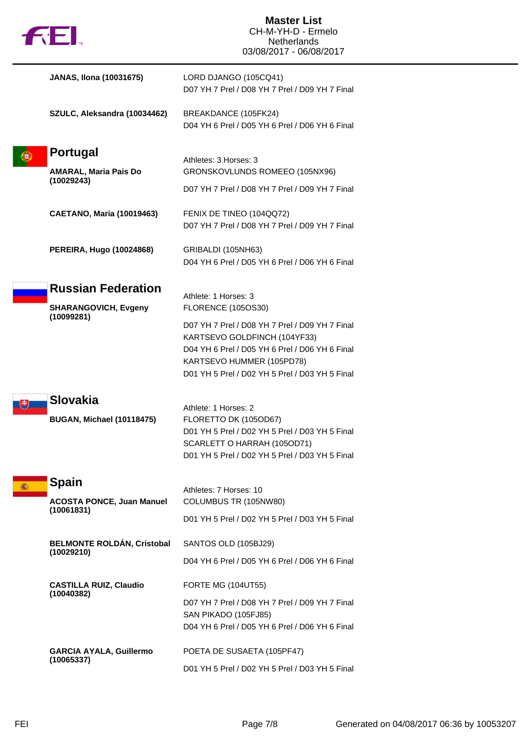| | |
|---|---|
| **JANAS, Ilona (10031675)** | LORD DJANGO (105CQ41)<br>D07 YH 7 Prel / D08 YH 7 Prel / D09 YH 7 Final |
| **SZULC, Aleksandra (10034462)** | BREAKDANCE (105FK24)<br>D04 YH 6 Prel / D05 YH 6 Prel / D06 YH 6 Final |

## Portugal

Athletes: 3 Horses: 3

| | |
|---|---|
| **AMARAL, Maria Pais Do (10029243)** | GRONSKOVLUNDS ROMEEO (105NX96)<br>D07 YH 7 Prel / D08 YH 7 Prel / D09 YH 7 Final |
| **CAETANO, Maria (10019463)** | FENIX DE TINEO (104QQ72)<br>D07 YH 7 Prel / D08 YH 7 Prel / D09 YH 7 Final |
| **PEREIRA, Hugo (10024868)** | GRIBALDI (105NH63)<br>D04 YH 6 Prel / D05 YH 6 Prel / D06 YH 6 Final |

## Russian Federation

Athlete: 1 Horses: 3

| | |
|---|---|
| **SHARANGOVICH, Evgeny (10099281)** | FLORENCE (105OS30)<br>D07 YH 7 Prel / D08 YH 7 Prel / D09 YH 7 Final<br>KARTSEVO GOLDFINCH (104YF33)<br>D04 YH 6 Prel / D05 YH 6 Prel / D06 YH 6 Final<br>KARTSEVO HUMMER (105PD78)<br>D01 YH 5 Prel / D02 YH 5 Prel / D03 YH 5 Final |

## Slovakia

Athlete: 1 Horses: 2

| | |
|---|---|
| **BUGAN, Michael (10118475)** | FLORETTO DK (105OD67)<br>D01 YH 5 Prel / D02 YH 5 Prel / D03 YH 5 Final<br>SCARLETT O HARRAH (105OD71)<br>D01 YH 5 Prel / D02 YH 5 Prel / D03 YH 5 Final |

## Spain

Athletes: 7 Horses: 10

| | |
|---|---|
| **ACOSTA PONCE, Juan Manuel (10061831)** | COLUMBUS TR (105NW80)<br>D01 YH 5 Prel / D02 YH 5 Prel / D03 YH 5 Final |
| **BELMONTE ROLDÁN, Cristobal (10029210)** | SANTOS OLD (105BJ29)<br>D04 YH 6 Prel / D05 YH 6 Prel / D06 YH 6 Final |
| **CASTILLA RUIZ, Claudio (10040382)** | FORTE MG (104UT55)<br>D07 YH 7 Prel / D08 YH 7 Prel / D09 YH 7 Final<br>SAN PIKADO (105FJ85)<br>D04 YH 6 Prel / D05 YH 6 Prel / D06 YH 6 Final |
| **GARCIA AYALA, Guillermo (10065337)** | POETA DE SUSAETA (105PF47)<br>D01 YH 5 Prel / D02 YH 5 Prel / D03 YH 5 Final |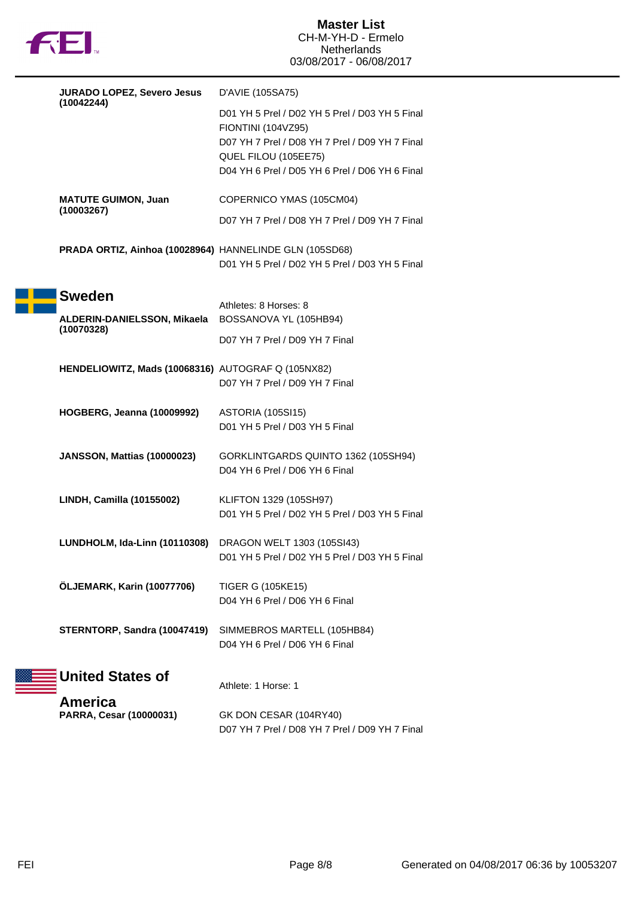**JURADO LOPEZ, Severo Jesus (10042244)**
D'AVIE (105SA75)
D01 YH 5 Prel / D02 YH 5 Prel / D03 YH 5 Final
FIONTINI (104VZ95)
D07 YH 7 Prel / D08 YH 7 Prel / D09 YH 7 Final
QUEL FILOU (105EE75)
D04 YH 6 Prel / D05 YH 6 Prel / D06 YH 6 Final

**MATUTE GUIMON, Juan (10003267)**
COPERNICO YMAS (105CM04)
D07 YH 7 Prel / D08 YH 7 Prel / D09 YH 7 Final

**PRADA ORTIZ, Ainhoa (10028964)**
HANNELINDE GLN (105SD68)
D01 YH 5 Prel / D02 YH 5 Prel / D03 YH 5 Final

## Sweden

Athletes: 8 Horses: 8

**ALDERIN-DANIELSSON, Mikaela (10070328)**
BOSSANOVA YL (105HB94)
D07 YH 7 Prel / D09 YH 7 Final

**HENDELIOWITZ, Mads (10068316)**
AUTOGRAF Q (105NX82)
D07 YH 7 Prel / D09 YH 7 Final

**HOGBERG, Jeanna (10009992)**
ASTORIA (105SI15)
D01 YH 5 Prel / D03 YH 5 Final

**JANSSON, Mattias (10000023)**
GORKLINTGARDS QUINTO 1362 (105SH94)
D04 YH 6 Prel / D06 YH 6 Final

**LINDH, Camilla (10155002)**
KLIFTON 1329 (105SH97)
D01 YH 5 Prel / D02 YH 5 Prel / D03 YH 5 Final

**LUNDHOLM, Ida-Linn (10110308)**
DRAGON WELT 1303 (105SI43)
D01 YH 5 Prel / D02 YH 5 Prel / D03 YH 5 Final

**ÖLJEMARK, Karin (10077706)**
TIGER G (105KE15)
D04 YH 6 Prel / D06 YH 6 Final

**STERNTORP, Sandra (10047419)**
SIMMEBROS MARTELL (105HB84)
D04 YH 6 Prel / D06 YH 6 Final

## United States of America

Athlete: 1 Horse: 1

**PARRA, Cesar (10000031)**
GK DON CESAR (104RY40)
D07 YH 7 Prel / D08 YH 7 Prel / D09 YH 7 Final